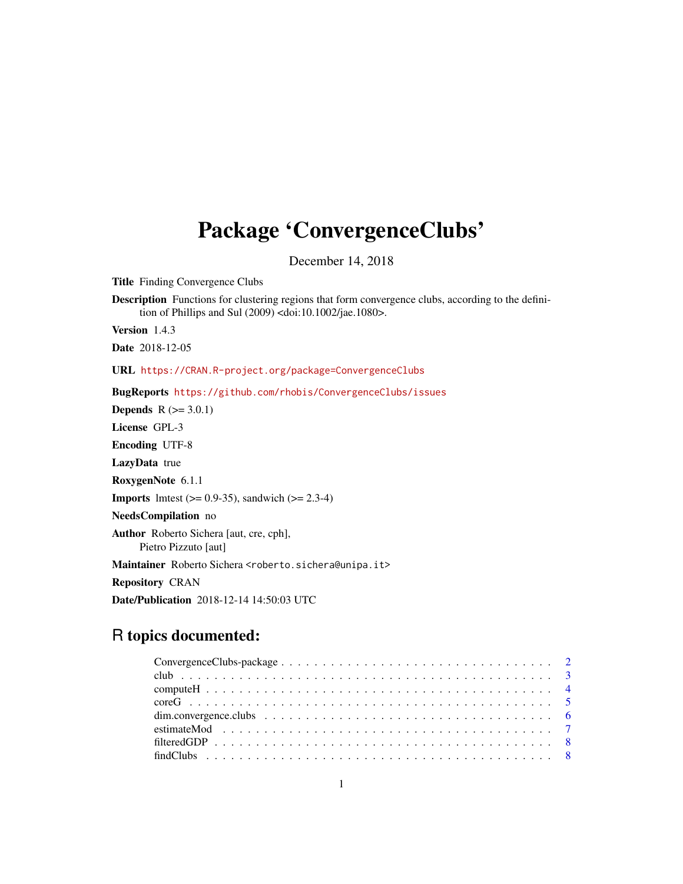# Package 'ConvergenceClubs'

December 14, 2018

**Title** Finding Convergence Clubs

**Description** Functions for clustering regions that form convergence clubs, according to the definition of Phillips and Sul (2009) <doi:10.1002/jae.1080>.

**Version** 1.4.3

**Date** 2018-12-05

**URL** https://CRAN.R-project.org/package=ConvergenceClubs

**BugReports** https://github.com/rhobis/ConvergenceClubs/issues

**Depends** R (>= 3.0.1)

**License** GPL-3

**Encoding** UTF-8

**LazyData** true

**RoxygenNote** 6.1.1

**Imports** lmtest (>= 0.9-35), sandwich (>= 2.3-4)

**NeedsCompilation** no

**Author** Roberto Sichera [aut, cre, cph],
Pietro Pizzuto [aut]

**Maintainer** Roberto Sichera <roberto.sichera@unipa.it>

**Repository** CRAN

**Date/Publication** 2018-12-14 14:50:03 UTC

## R topics documented:

- ConvergenceClubs-package . . . . . . . . . . . . . . . . . . . . . . . . . . . . . . . . 2
- club . . . . . . . . . . . . . . . . . . . . . . . . . . . . . . . . . . . . . . . . . . . . 3
- computeH . . . . . . . . . . . . . . . . . . . . . . . . . . . . . . . . . . . . . . . . . 4
- coreG . . . . . . . . . . . . . . . . . . . . . . . . . . . . . . . . . . . . . . . . . . . 5
- dim.convergence.clubs . . . . . . . . . . . . . . . . . . . . . . . . . . . . . . . . . . 6
- estimateMod . . . . . . . . . . . . . . . . . . . . . . . . . . . . . . . . . . . . . . . 7
- filteredGDP . . . . . . . . . . . . . . . . . . . . . . . . . . . . . . . . . . . . . . . 8
- findClubs . . . . . . . . . . . . . . . . . . . . . . . . . . . . . . . . . . . . . . . . 8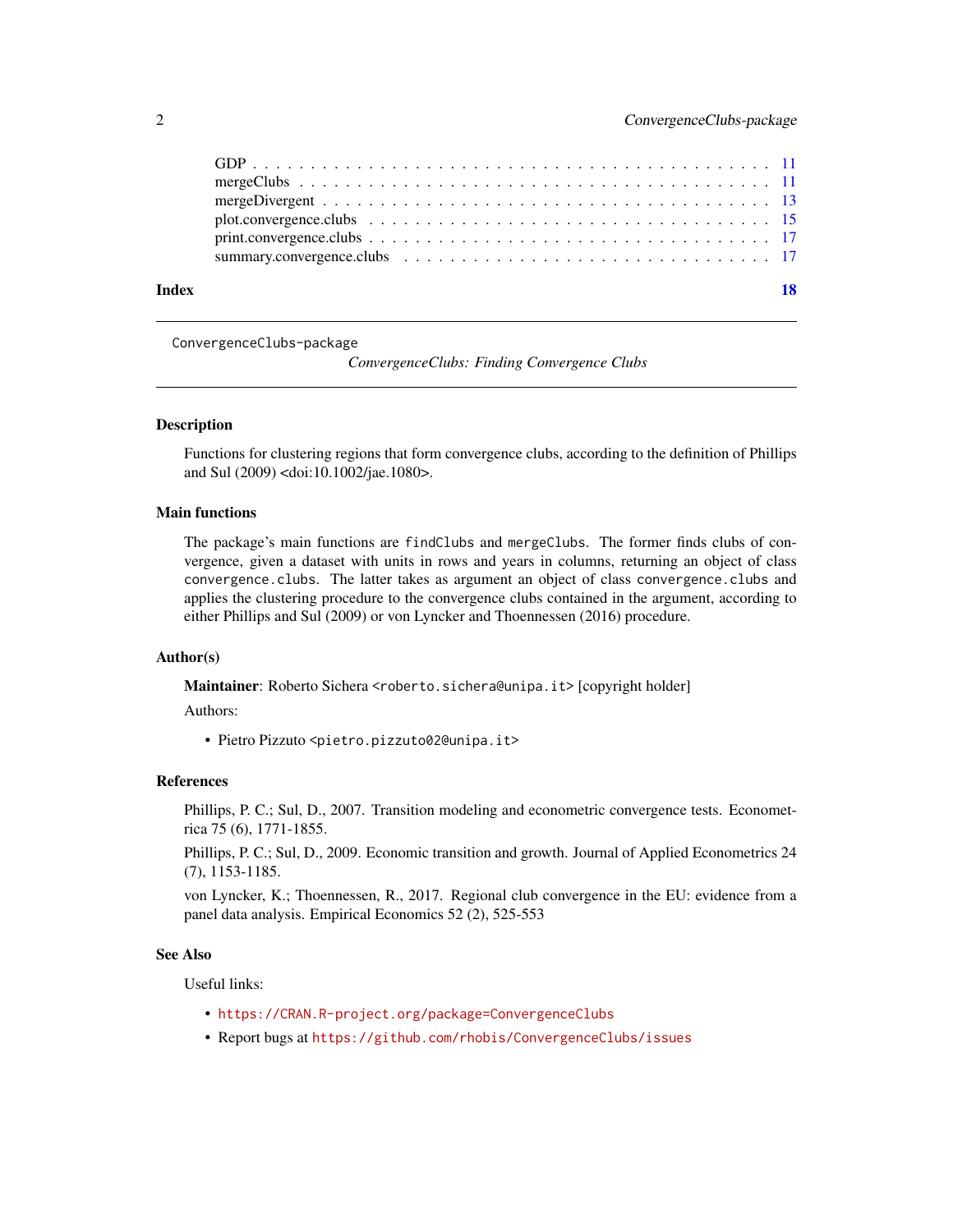| | |
|---|---|
| GDP | 11 |
| mergeClubs | 11 |
| mergeDivergent | 13 |
| plot.convergence.clubs | 15 |
| print.convergence.clubs | 17 |
| summary.convergence.clubs | 17 |
| **Index** | **18** |

---

`ConvergenceClubs-package`

*ConvergenceClubs: Finding Convergence Clubs*

---

### Description

Functions for clustering regions that form convergence clubs, according to the definition of Phillips and Sul (2009) <doi:10.1002/jae.1080>.

### Main functions

The package's main functions are `findClubs` and `mergeClubs`. The former finds clubs of convergence, given a dataset with units in rows and years in columns, returning an object of class `convergence.clubs`. The latter takes as argument an object of class `convergence.clubs` and applies the clustering procedure to the convergence clubs contained in the argument, according to either Phillips and Sul (2009) or von Lyncker and Thoennessen (2016) procedure.

### Author(s)

**Maintainer**: Roberto Sichera <`roberto.sichera@unipa.it`> [copyright holder]

Authors:

- Pietro Pizzuto <`pietro.pizzuto02@unipa.it`>

### References

Phillips, P. C.; Sul, D., 2007. Transition modeling and econometric convergence tests. Econometrica 75 (6), 1771-1855.

Phillips, P. C.; Sul, D., 2009. Economic transition and growth. Journal of Applied Econometrics 24 (7), 1153-1185.

von Lyncker, K.; Thoennessen, R., 2017. Regional club convergence in the EU: evidence from a panel data analysis. Empirical Economics 52 (2), 525-553

### See Also

Useful links:

- `https://CRAN.R-project.org/package=ConvergenceClubs`
- Report bugs at `https://github.com/rhobis/ConvergenceClubs/issues`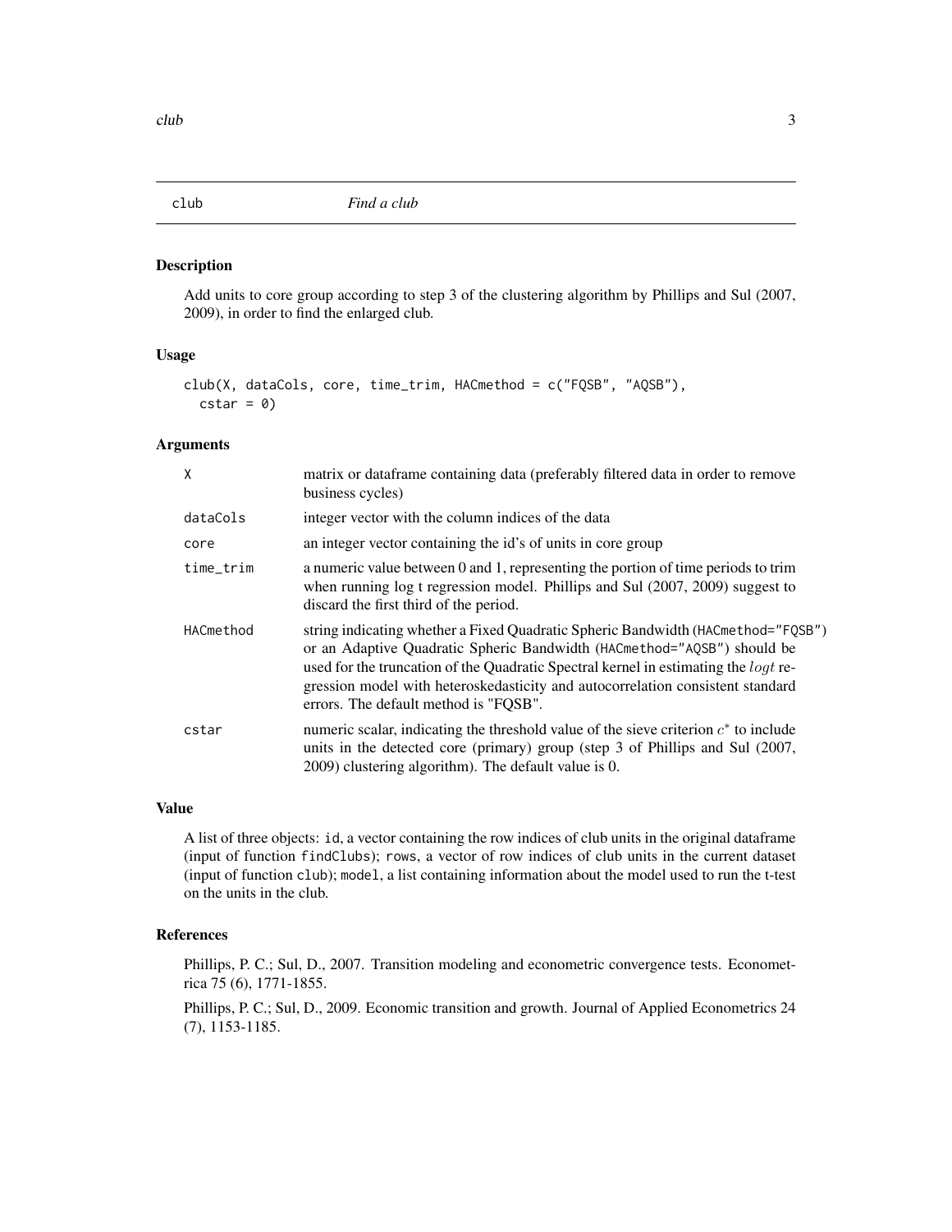## club *Find a club*

### Description

Add units to core group according to step 3 of the clustering algorithm by Phillips and Sul (2007, 2009), in order to find the enlarged club.

### Usage

```
club(X, dataCols, core, time_trim, HACmethod = c("FQSB", "AQSB"),
  cstar = 0)
```

### Arguments

| | |
|---|---|
| X | matrix or dataframe containing data (preferably filtered data in order to remove business cycles) |
| dataCols | integer vector with the column indices of the data |
| core | an integer vector containing the id's of units in core group |
| time_trim | a numeric value between 0 and 1, representing the portion of time periods to trim when running log t regression model. Phillips and Sul (2007, 2009) suggest to discard the first third of the period. |
| HACmethod | string indicating whether a Fixed Quadratic Spheric Bandwidth (HACmethod="FQSB") or an Adaptive Quadratic Spheric Bandwidth (HACmethod="AQSB") should be used for the truncation of the Quadratic Spectral kernel in estimating the $logt$ regression model with heteroskedasticity and autocorrelation consistent standard errors. The default method is "FQSB". |
| cstar | numeric scalar, indicating the threshold value of the sieve criterion $c^*$ to include units in the detected core (primary) group (step 3 of Phillips and Sul (2007, 2009) clustering algorithm). The default value is 0. |

### Value

A list of three objects: id, a vector containing the row indices of club units in the original dataframe (input of function findClubs); rows, a vector of row indices of club units in the current dataset (input of function club); model, a list containing information about the model used to run the t-test on the units in the club.

### References

Phillips, P. C.; Sul, D., 2007. Transition modeling and econometric convergence tests. Econometrica 75 (6), 1771-1855.

Phillips, P. C.; Sul, D., 2009. Economic transition and growth. Journal of Applied Econometrics 24 (7), 1153-1185.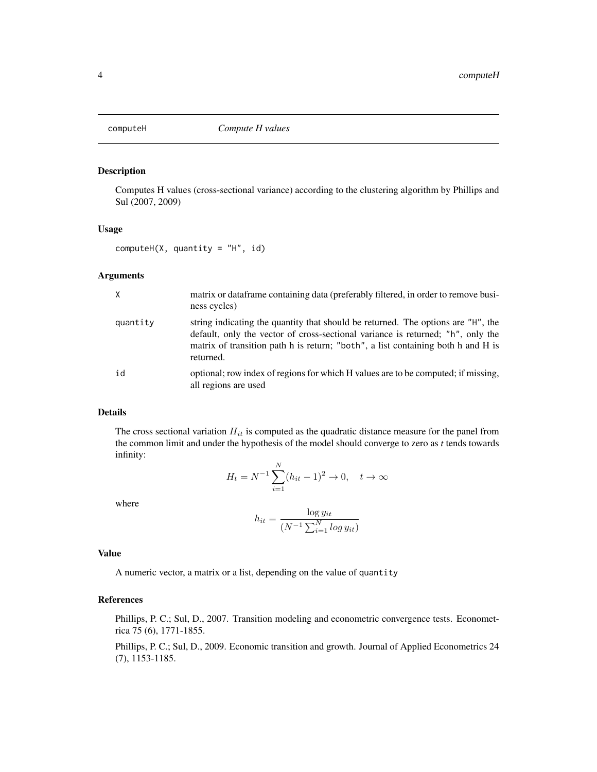# computeH — *Compute H values*

## Description

Computes H values (cross-sectional variance) according to the clustering algorithm by Phillips and Sul (2007, 2009)

## Usage

```
computeH(X, quantity = "H", id)
```

## Arguments

| | |
|---|---|
| X | matrix or dataframe containing data (preferably filtered, in order to remove business cycles) |
| quantity | string indicating the quantity that should be returned. The options are "H", the default, only the vector of cross-sectional variance is returned; "h", only the matrix of transition path h is return; "both", a list containing both h and H is returned. |
| id | optional; row index of regions for which H values are to be computed; if missing, all regions are used |

## Details

The cross sectional variation $H_{it}$ is computed as the quadratic distance measure for the panel from the common limit and under the hypothesis of the model should converge to zero as *t* tends towards infinity:

$$H_t = N^{-1} \sum_{i=1}^{N} (h_{it} - 1)^2 \to 0, \quad t \to \infty$$

where

$$h_{it} = \frac{\log y_{it}}{(N^{-1} \sum_{i=1}^{N} log\, y_{it})}$$

## Value

A numeric vector, a matrix or a list, depending on the value of quantity

## References

Phillips, P. C.; Sul, D., 2007. Transition modeling and econometric convergence tests. Econometrica 75 (6), 1771-1855.

Phillips, P. C.; Sul, D., 2009. Economic transition and growth. Journal of Applied Econometrics 24 (7), 1153-1185.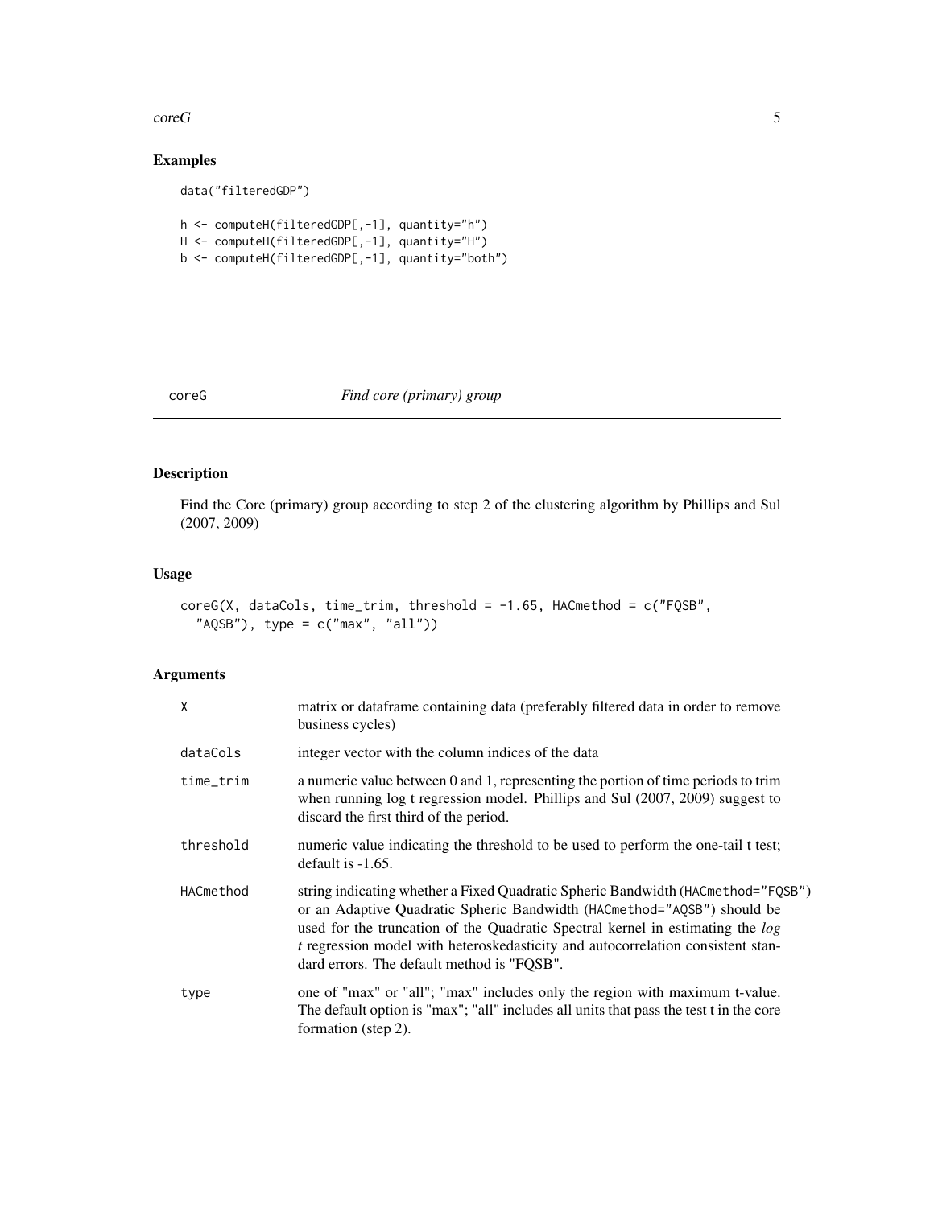## Examples

```
data("filteredGDP")

h <- computeH(filteredGDP[,-1], quantity="h")
H <- computeH(filteredGDP[,-1], quantity="H")
b <- computeH(filteredGDP[,-1], quantity="both")
```

---

# coreG *Find core (primary) group*

## Description

Find the Core (primary) group according to step 2 of the clustering algorithm by Phillips and Sul (2007, 2009)

## Usage

```
coreG(X, dataCols, time_trim, threshold = -1.65, HACmethod = c("FQSB",
  "AQSB"), type = c("max", "all"))
```

## Arguments

| | |
|---|---|
| X | matrix or dataframe containing data (preferably filtered data in order to remove business cycles) |
| dataCols | integer vector with the column indices of the data |
| time_trim | a numeric value between 0 and 1, representing the portion of time periods to trim when running log t regression model. Phillips and Sul (2007, 2009) suggest to discard the first third of the period. |
| threshold | numeric value indicating the threshold to be used to perform the one-tail t test; default is -1.65. |
| HACmethod | string indicating whether a Fixed Quadratic Spheric Bandwidth (HACmethod="FQSB") or an Adaptive Quadratic Spheric Bandwidth (HACmethod="AQSB") should be used for the truncation of the Quadratic Spectral kernel in estimating the *log t* regression model with heteroskedasticity and autocorrelation consistent standard errors. The default method is "FQSB". |
| type | one of "max" or "all"; "max" includes only the region with maximum t-value. The default option is "max"; "all" includes all units that pass the test t in the core formation (step 2). |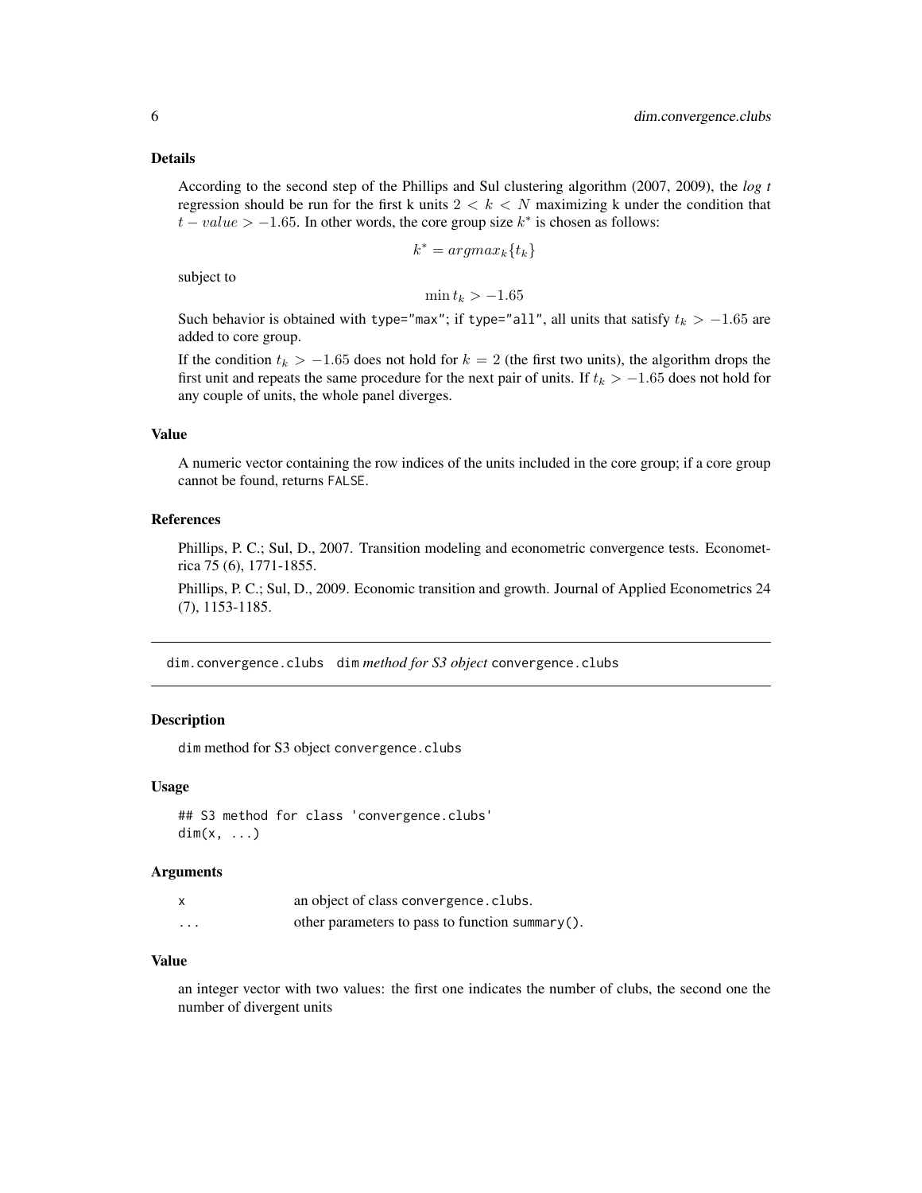### Details

According to the second step of the Phillips and Sul clustering algorithm (2007, 2009), the *log t* regression should be run for the first k units $2 < k < N$ maximizing k under the condition that $t - value > -1.65$. In other words, the core group size $k^*$ is chosen as follows:

$$k^* = argmax_k\{t_k\}$$

subject to

$$\min t_k > -1.65$$

Such behavior is obtained with `type="max"`; if `type="all"`, all units that satisfy $t_k > -1.65$ are added to core group.

If the condition $t_k > -1.65$ does not hold for $k = 2$ (the first two units), the algorithm drops the first unit and repeats the same procedure for the next pair of units. If $t_k > -1.65$ does not hold for any couple of units, the whole panel diverges.

### Value

A numeric vector containing the row indices of the units included in the core group; if a core group cannot be found, returns `FALSE`.

### References

Phillips, P. C.; Sul, D., 2007. Transition modeling and econometric convergence tests. Econometrica 75 (6), 1771-1855.

Phillips, P. C.; Sul, D., 2009. Economic transition and growth. Journal of Applied Econometrics 24 (7), 1153-1185.

---

## dim.convergence.clubs — `dim` *method for S3 object* `convergence.clubs`

### Description

`dim` method for S3 object `convergence.clubs`

### Usage

```
## S3 method for class 'convergence.clubs'
dim(x, ...)
```

### Arguments

| | |
|---|---|
| x | an object of class `convergence.clubs`. |
| ... | other parameters to pass to function `summary()`. |

### Value

an integer vector with two values: the first one indicates the number of clubs, the second one the number of divergent units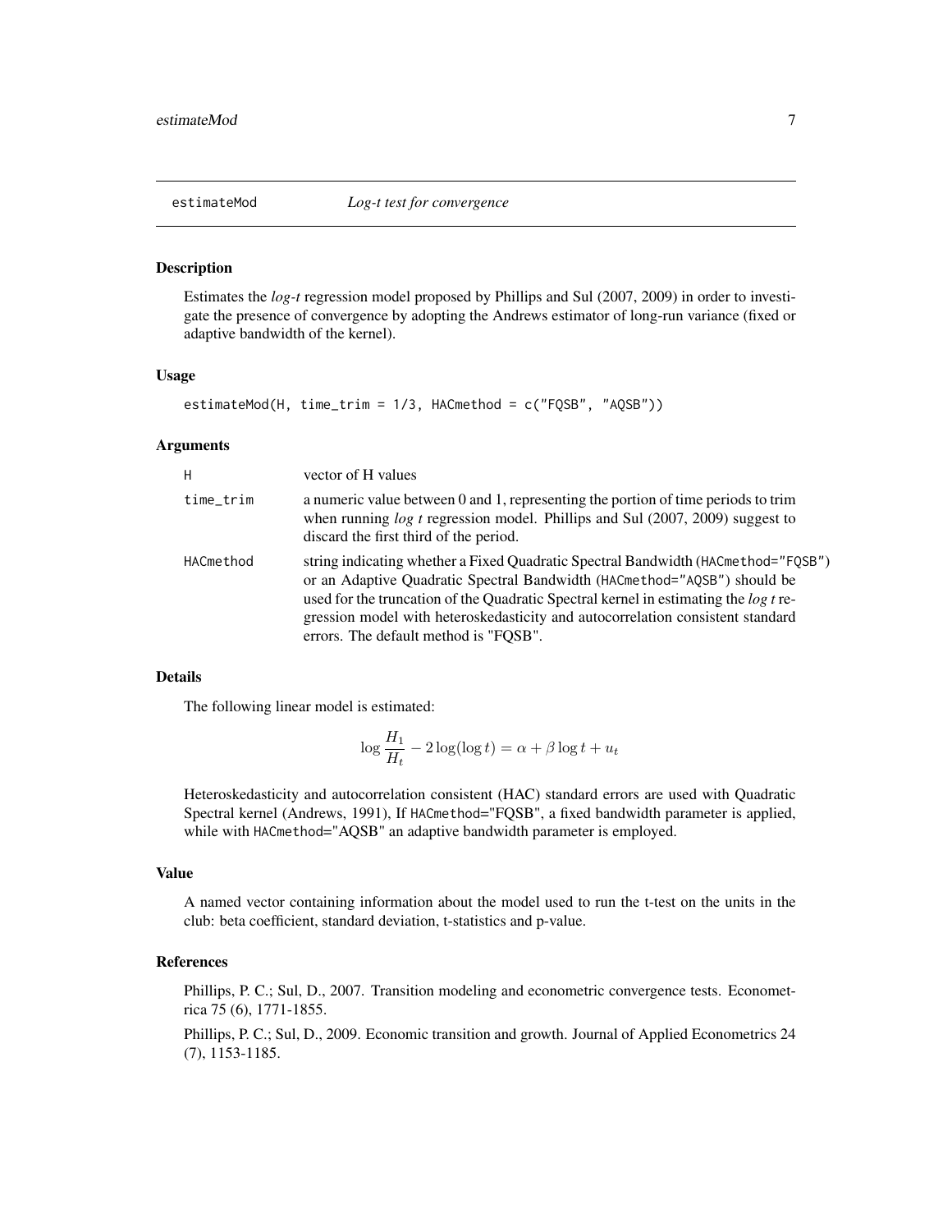# estimateMod *Log-t test for convergence*

## Description

Estimates the *log-t* regression model proposed by Phillips and Sul (2007, 2009) in order to investigate the presence of convergence by adopting the Andrews estimator of long-run variance (fixed or adaptive bandwidth of the kernel).

## Usage

```
estimateMod(H, time_trim = 1/3, HACmethod = c("FQSB", "AQSB"))
```

## Arguments

| | |
|---|---|
| H | vector of H values |
| time_trim | a numeric value between 0 and 1, representing the portion of time periods to trim when running *log t* regression model. Phillips and Sul (2007, 2009) suggest to discard the first third of the period. |
| HACmethod | string indicating whether a Fixed Quadratic Spectral Bandwidth (HACmethod="FQSB") or an Adaptive Quadratic Spectral Bandwidth (HACmethod="AQSB") should be used for the truncation of the Quadratic Spectral kernel in estimating the *log t* regression model with heteroskedasticity and autocorrelation consistent standard errors. The default method is "FQSB". |

## Details

The following linear model is estimated:

$$\log \frac{H_1}{H_t} - 2\log(\log t) = \alpha + \beta \log t + u_t$$

Heteroskedasticity and autocorrelation consistent (HAC) standard errors are used with Quadratic Spectral kernel (Andrews, 1991), If HACmethod="FQSB", a fixed bandwidth parameter is applied, while with HACmethod="AQSB" an adaptive bandwidth parameter is employed.

## Value

A named vector containing information about the model used to run the t-test on the units in the club: beta coefficient, standard deviation, t-statistics and p-value.

## References

Phillips, P. C.; Sul, D., 2007. Transition modeling and econometric convergence tests. Econometrica 75 (6), 1771-1855.

Phillips, P. C.; Sul, D., 2009. Economic transition and growth. Journal of Applied Econometrics 24 (7), 1153-1185.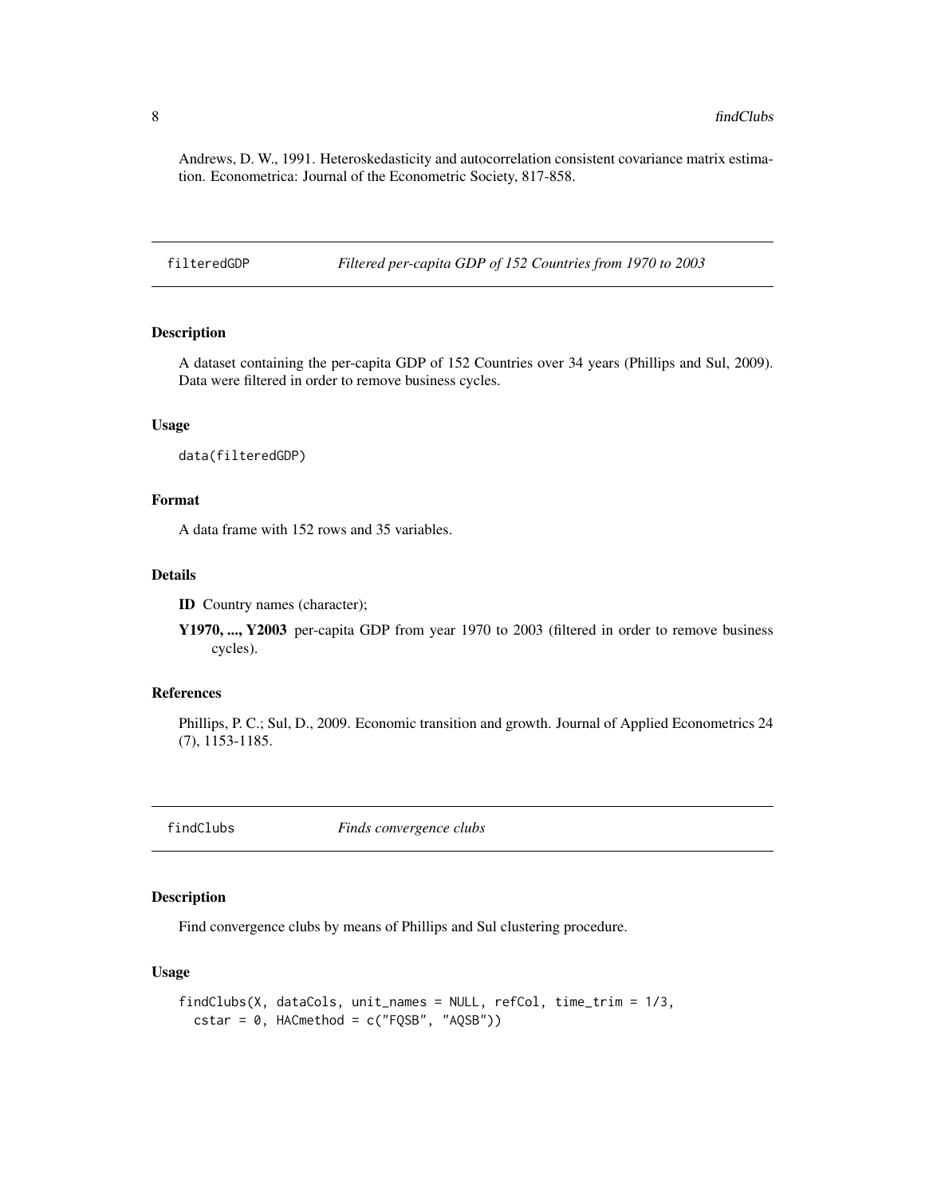Andrews, D. W., 1991. Heteroskedasticity and autocorrelation consistent covariance matrix estimation. Econometrica: Journal of the Econometric Society, 817-858.

---

## filteredGDP — *Filtered per-capita GDP of 152 Countries from 1970 to 2003*

### Description

A dataset containing the per-capita GDP of 152 Countries over 34 years (Phillips and Sul, 2009). Data were filtered in order to remove business cycles.

### Usage

```
data(filteredGDP)
```

### Format

A data frame with 152 rows and 35 variables.

### Details

**ID** Country names (character);

**Y1970, ..., Y2003** per-capita GDP from year 1970 to 2003 (filtered in order to remove business cycles).

### References

Phillips, P. C.; Sul, D., 2009. Economic transition and growth. Journal of Applied Econometrics 24 (7), 1153-1185.

---

## findClubs — *Finds convergence clubs*

### Description

Find convergence clubs by means of Phillips and Sul clustering procedure.

### Usage

```
findClubs(X, dataCols, unit_names = NULL, refCol, time_trim = 1/3,
  cstar = 0, HACmethod = c("FQSB", "AQSB"))
```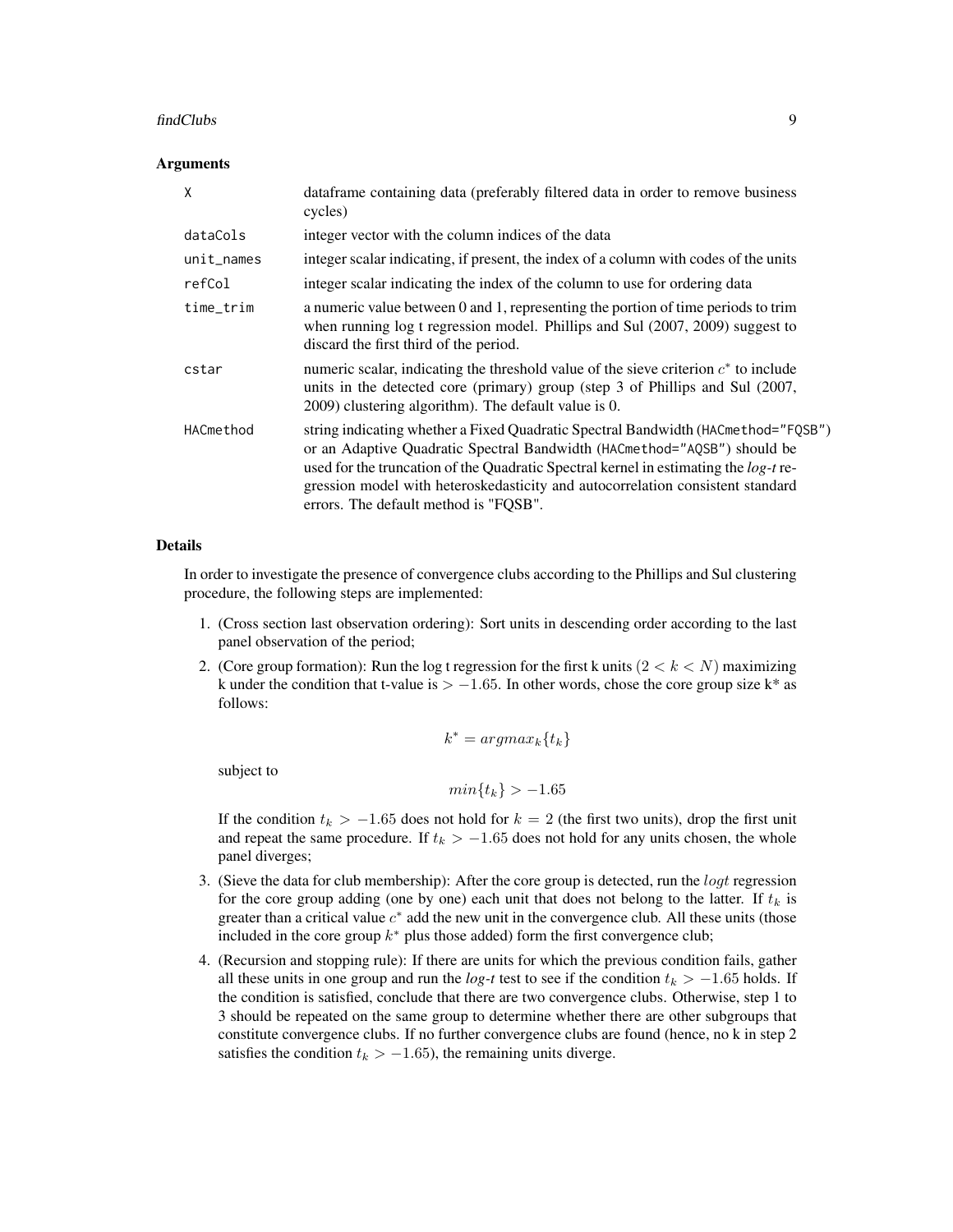### Arguments

| | |
|---|---|
| X | dataframe containing data (preferably filtered data in order to remove business cycles) |
| dataCols | integer vector with the column indices of the data |
| unit_names | integer scalar indicating, if present, the index of a column with codes of the units |
| refCol | integer scalar indicating the index of the column to use for ordering data |
| time_trim | a numeric value between 0 and 1, representing the portion of time periods to trim when running log t regression model. Phillips and Sul (2007, 2009) suggest to discard the first third of the period. |
| cstar | numeric scalar, indicating the threshold value of the sieve criterion $c^*$ to include units in the detected core (primary) group (step 3 of Phillips and Sul (2007, 2009) clustering algorithm). The default value is 0. |
| HACmethod | string indicating whether a Fixed Quadratic Spectral Bandwidth (`HACmethod="FQSB"`) or an Adaptive Quadratic Spectral Bandwidth (`HACmethod="AQSB"`) should be used for the truncation of the Quadratic Spectral kernel in estimating the *log-t* regression model with heteroskedasticity and autocorrelation consistent standard errors. The default method is "FQSB". |

### Details

In order to investigate the presence of convergence clubs according to the Phillips and Sul clustering procedure, the following steps are implemented:

1. (Cross section last observation ordering): Sort units in descending order according to the last panel observation of the period;
2. (Core group formation): Run the log t regression for the first k units $(2 < k < N)$ maximizing k under the condition that t-value is $> -1.65$. In other words, chose the core group size k* as follows:

   $$k^* = argmax_k\{t_k\}$$

   subject to

   $$min\{t_k\} > -1.65$$

   If the condition $t_k > -1.65$ does not hold for $k = 2$ (the first two units), drop the first unit and repeat the same procedure. If $t_k > -1.65$ does not hold for any units chosen, the whole panel diverges;
3. (Sieve the data for club membership): After the core group is detected, run the $logt$ regression for the core group adding (one by one) each unit that does not belong to the latter. If $t_k$ is greater than a critical value $c^*$ add the new unit in the convergence club. All these units (those included in the core group $k^*$ plus those added) form the first convergence club;
4. (Recursion and stopping rule): If there are units for which the previous condition fails, gather all these units in one group and run the *log-t* test to see if the condition $t_k > -1.65$ holds. If the condition is satisfied, conclude that there are two convergence clubs. Otherwise, step 1 to 3 should be repeated on the same group to determine whether there are other subgroups that constitute convergence clubs. If no further convergence clubs are found (hence, no k in step 2 satisfies the condition $t_k > -1.65$), the remaining units diverge.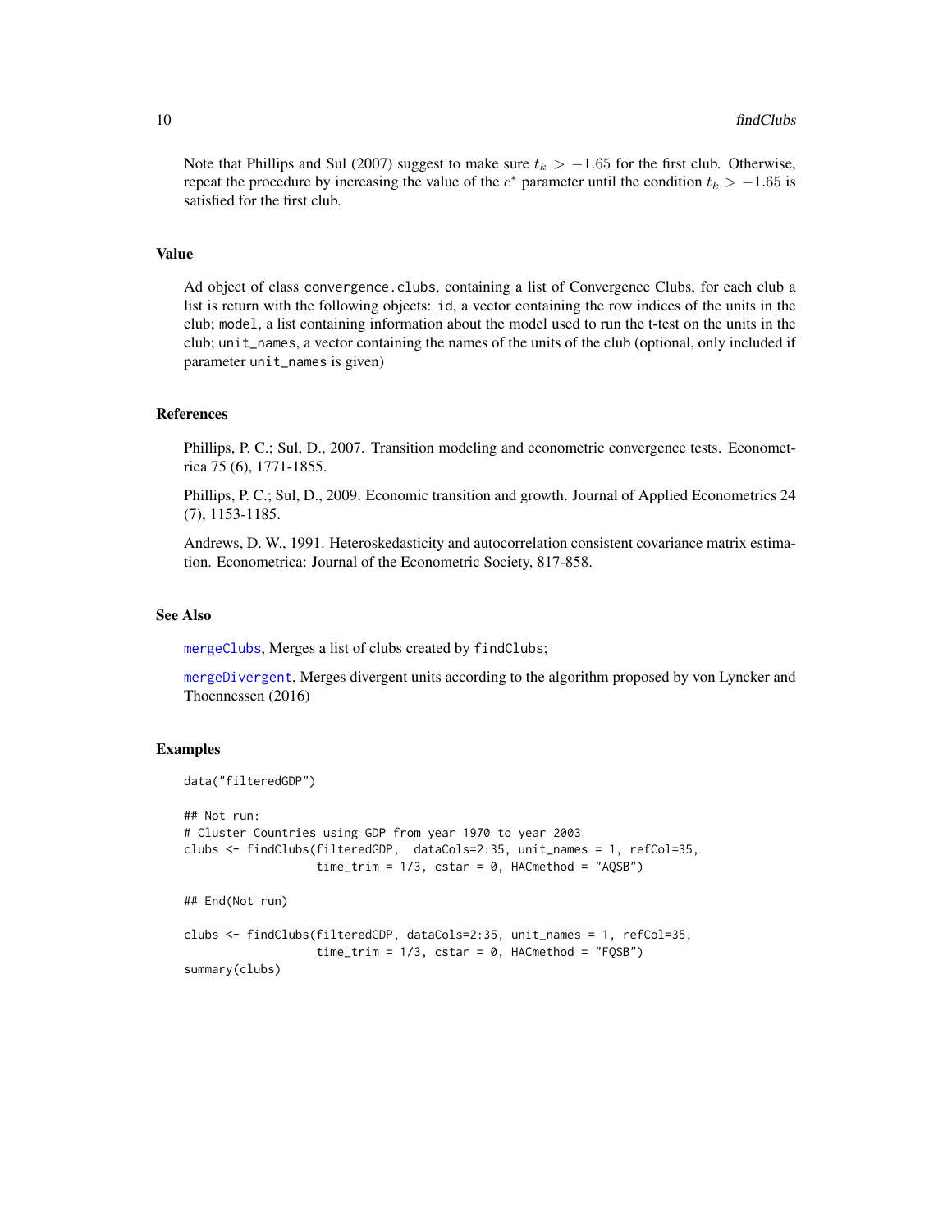Note that Phillips and Sul (2007) suggest to make sure $t_k > -1.65$ for the first club. Otherwise, repeat the procedure by increasing the value of the $c^*$ parameter until the condition $t_k > -1.65$ is satisfied for the first club.

## Value

Ad object of class convergence.clubs, containing a list of Convergence Clubs, for each club a list is return with the following objects: id, a vector containing the row indices of the units in the club; model, a list containing information about the model used to run the t-test on the units in the club; unit_names, a vector containing the names of the units of the club (optional, only included if parameter unit_names is given)

## References

Phillips, P. C.; Sul, D., 2007. Transition modeling and econometric convergence tests. Econometrica 75 (6), 1771-1855.

Phillips, P. C.; Sul, D., 2009. Economic transition and growth. Journal of Applied Econometrics 24 (7), 1153-1185.

Andrews, D. W., 1991. Heteroskedasticity and autocorrelation consistent covariance matrix estimation. Econometrica: Journal of the Econometric Society, 817-858.

## See Also

mergeClubs, Merges a list of clubs created by findClubs;

mergeDivergent, Merges divergent units according to the algorithm proposed by von Lyncker and Thoennessen (2016)

## Examples

```
data("filteredGDP")

## Not run:
# Cluster Countries using GDP from year 1970 to year 2003
clubs <- findClubs(filteredGDP,  dataCols=2:35, unit_names = 1, refCol=35,
                   time_trim = 1/3, cstar = 0, HACmethod = "AQSB")

## End(Not run)

clubs <- findClubs(filteredGDP, dataCols=2:35, unit_names = 1, refCol=35,
                   time_trim = 1/3, cstar = 0, HACmethod = "FQSB")
summary(clubs)
```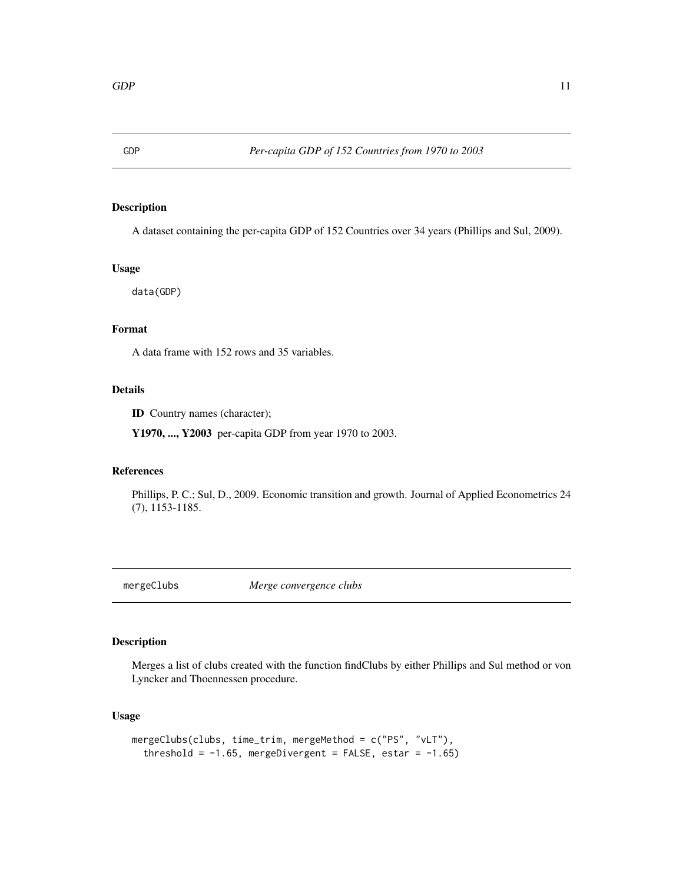## GDP — *Per-capita GDP of 152 Countries from 1970 to 2003*

### Description

A dataset containing the per-capita GDP of 152 Countries over 34 years (Phillips and Sul, 2009).

### Usage

```
data(GDP)
```

### Format

A data frame with 152 rows and 35 variables.

### Details

**ID** Country names (character);

**Y1970, ..., Y2003** per-capita GDP from year 1970 to 2003.

### References

Phillips, P. C.; Sul, D., 2009. Economic transition and growth. Journal of Applied Econometrics 24 (7), 1153-1185.

## mergeClubs — *Merge convergence clubs*

### Description

Merges a list of clubs created with the function findClubs by either Phillips and Sul method or von Lyncker and Thoennessen procedure.

### Usage

```
mergeClubs(clubs, time_trim, mergeMethod = c("PS", "vLT"),
  threshold = -1.65, mergeDivergent = FALSE, estar = -1.65)
```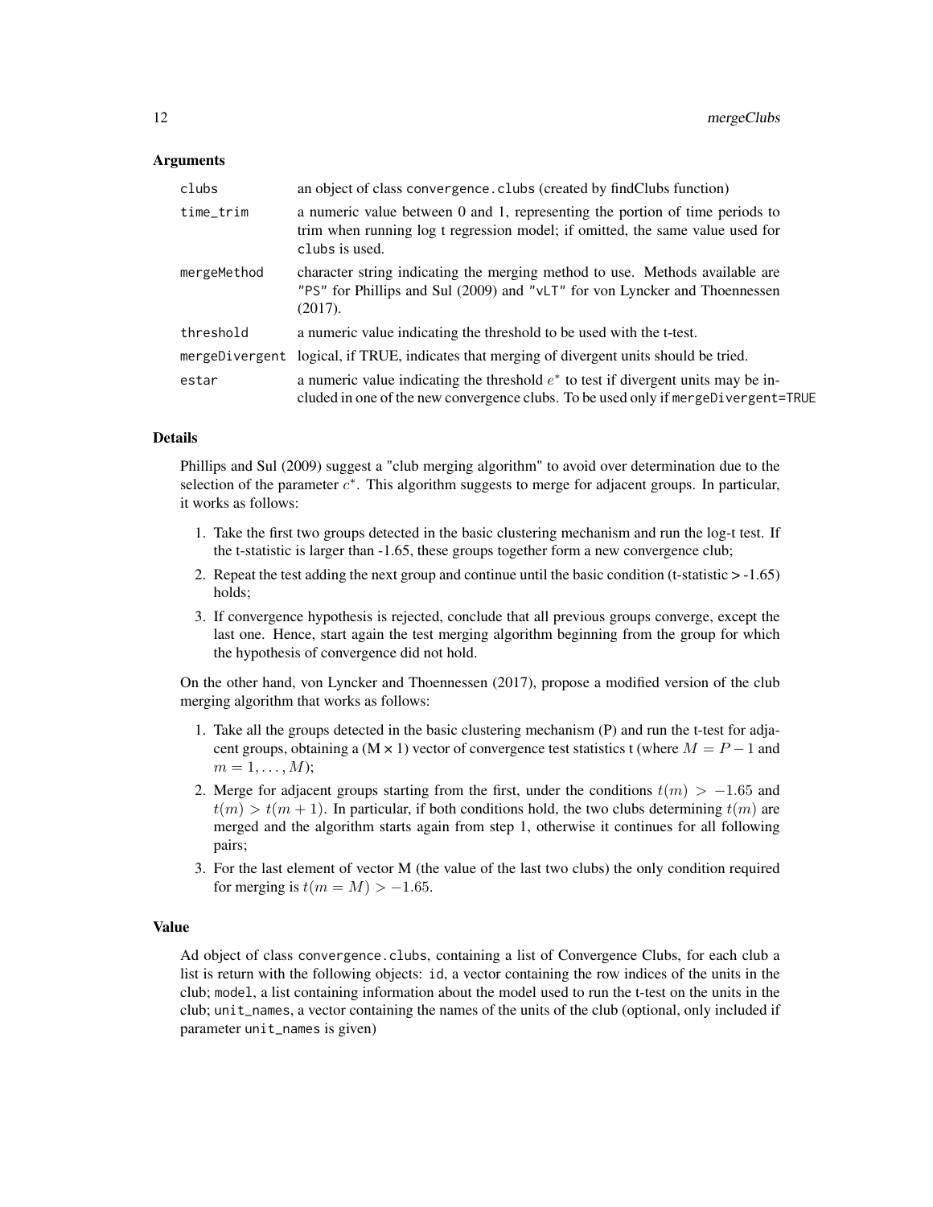### Arguments

| | |
|---|---|
| `clubs` | an object of class `convergence.clubs` (created by findClubs function) |
| `time_trim` | a numeric value between 0 and 1, representing the portion of time periods to trim when running log t regression model; if omitted, the same value used for `clubs` is used. |
| `mergeMethod` | character string indicating the merging method to use. Methods available are `"PS"` for Phillips and Sul (2009) and `"vLT"` for von Lyncker and Thoennessen (2017). |
| `threshold` | a numeric value indicating the threshold to be used with the t-test. |
| `mergeDivergent` | logical, if TRUE, indicates that merging of divergent units should be tried. |
| `estar` | a numeric value indicating the threshold $e^*$ to test if divergent units may be included in one of the new convergence clubs. To be used only if `mergeDivergent=TRUE` |

### Details

Phillips and Sul (2009) suggest a "club merging algorithm" to avoid over determination due to the selection of the parameter $c^*$. This algorithm suggests to merge for adjacent groups. In particular, it works as follows:

1. Take the first two groups detected in the basic clustering mechanism and run the log-t test. If the t-statistic is larger than -1.65, these groups together form a new convergence club;
2. Repeat the test adding the next group and continue until the basic condition (t-statistic > -1.65) holds;
3. If convergence hypothesis is rejected, conclude that all previous groups converge, except the last one. Hence, start again the test merging algorithm beginning from the group for which the hypothesis of convergence did not hold.

On the other hand, von Lyncker and Thoennessen (2017), propose a modified version of the club merging algorithm that works as follows:

1. Take all the groups detected in the basic clustering mechanism (P) and run the t-test for adjacent groups, obtaining a (M × 1) vector of convergence test statistics t (where $M = P - 1$ and $m = 1, \ldots, M$);
2. Merge for adjacent groups starting from the first, under the conditions $t(m) > -1.65$ and $t(m) > t(m+1)$. In particular, if both conditions hold, the two clubs determining $t(m)$ are merged and the algorithm starts again from step 1, otherwise it continues for all following pairs;
3. For the last element of vector M (the value of the last two clubs) the only condition required for merging is $t(m = M) > -1.65$.

### Value

Ad object of class `convergence.clubs`, containing a list of Convergence Clubs, for each club a list is return with the following objects: `id`, a vector containing the row indices of the units in the club; `model`, a list containing information about the model used to run the t-test on the units in the club; `unit_names`, a vector containing the names of the units of the club (optional, only included if parameter `unit_names` is given)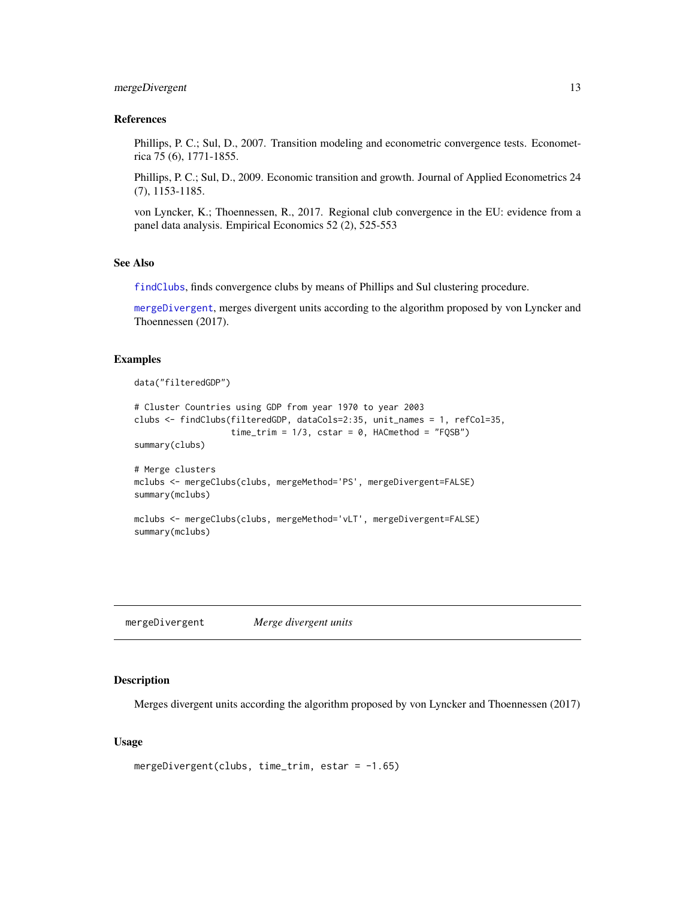### References

Phillips, P. C.; Sul, D., 2007. Transition modeling and econometric convergence tests. Econometrica 75 (6), 1771-1855.

Phillips, P. C.; Sul, D., 2009. Economic transition and growth. Journal of Applied Econometrics 24 (7), 1153-1185.

von Lyncker, K.; Thoennessen, R., 2017. Regional club convergence in the EU: evidence from a panel data analysis. Empirical Economics 52 (2), 525-553

### See Also

findClubs, finds convergence clubs by means of Phillips and Sul clustering procedure.

mergeDivergent, merges divergent units according to the algorithm proposed by von Lyncker and Thoennessen (2017).

### Examples

```
data("filteredGDP")

# Cluster Countries using GDP from year 1970 to year 2003
clubs <- findClubs(filteredGDP, dataCols=2:35, unit_names = 1, refCol=35,
                   time_trim = 1/3, cstar = 0, HACmethod = "FQSB")
summary(clubs)

# Merge clusters
mclubs <- mergeClubs(clubs, mergeMethod='PS', mergeDivergent=FALSE)
summary(mclubs)

mclubs <- mergeClubs(clubs, mergeMethod='vLT', mergeDivergent=FALSE)
summary(mclubs)
```

---

## mergeDivergent *Merge divergent units*

### Description

Merges divergent units according the algorithm proposed by von Lyncker and Thoennessen (2017)

### Usage

```
mergeDivergent(clubs, time_trim, estar = -1.65)
```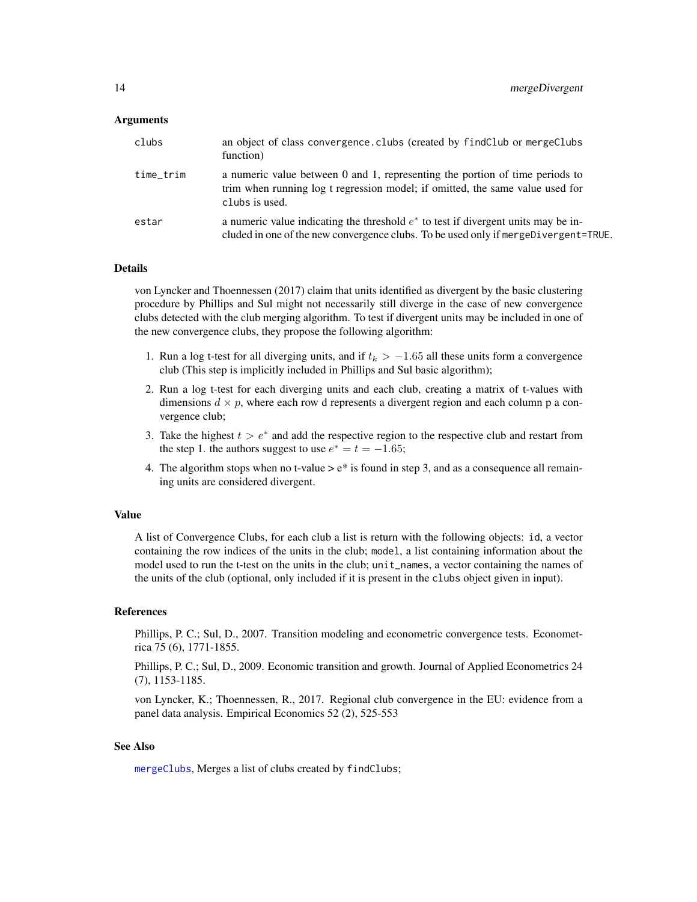## Arguments

| | |
|---|---|
| clubs | an object of class convergence.clubs (created by findClub or mergeClubs function) |
| time_trim | a numeric value between 0 and 1, representing the portion of time periods to trim when running log t regression model; if omitted, the same value used for clubs is used. |
| estar | a numeric value indicating the threshold $e^*$ to test if divergent units may be included in one of the new convergence clubs. To be used only if mergeDivergent=TRUE. |

## Details

von Lyncker and Thoennessen (2017) claim that units identified as divergent by the basic clustering procedure by Phillips and Sul might not necessarily still diverge in the case of new convergence clubs detected with the club merging algorithm. To test if divergent units may be included in one of the new convergence clubs, they propose the following algorithm:

1. Run a log t-test for all diverging units, and if $t_k > -1.65$ all these units form a convergence club (This step is implicitly included in Phillips and Sul basic algorithm);
2. Run a log t-test for each diverging units and each club, creating a matrix of t-values with dimensions $d \times p$, where each row d represents a divergent region and each column p a convergence club;
3. Take the highest $t > e^*$ and add the respective region to the respective club and restart from the step 1. the authors suggest to use $e^* = t = -1.65$;
4. The algorithm stops when no t-value > e* is found in step 3, and as a consequence all remaining units are considered divergent.

## Value

A list of Convergence Clubs, for each club a list is return with the following objects: id, a vector containing the row indices of the units in the club; model, a list containing information about the model used to run the t-test on the units in the club; unit_names, a vector containing the names of the units of the club (optional, only included if it is present in the clubs object given in input).

## References

Phillips, P. C.; Sul, D., 2007. Transition modeling and econometric convergence tests. Econometrica 75 (6), 1771-1855.

Phillips, P. C.; Sul, D., 2009. Economic transition and growth. Journal of Applied Econometrics 24 (7), 1153-1185.

von Lyncker, K.; Thoennessen, R., 2017. Regional club convergence in the EU: evidence from a panel data analysis. Empirical Economics 52 (2), 525-553

## See Also

mergeClubs, Merges a list of clubs created by findClubs;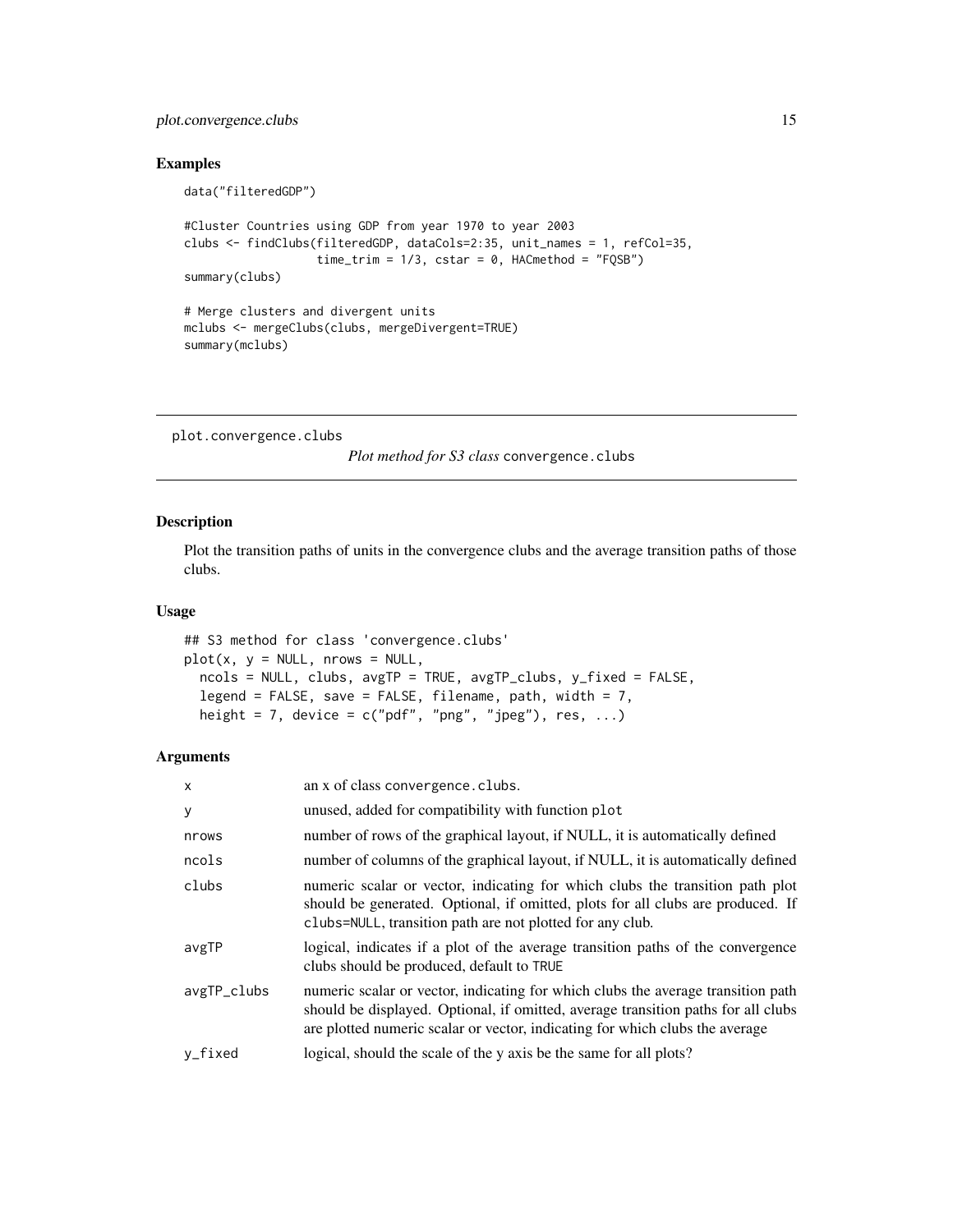### Examples

```
data("filteredGDP")

#Cluster Countries using GDP from year 1970 to year 2003
clubs <- findClubs(filteredGDP, dataCols=2:35, unit_names = 1, refCol=35,
                   time_trim = 1/3, cstar = 0, HACmethod = "FQSB")
summary(clubs)

# Merge clusters and divergent units
mclubs <- mergeClubs(clubs, mergeDivergent=TRUE)
summary(mclubs)
```

---

## plot.convergence.clubs

*Plot method for S3 class* `convergence.clubs`

---

### Description

Plot the transition paths of units in the convergence clubs and the average transition paths of those clubs.

### Usage

```
## S3 method for class 'convergence.clubs'
plot(x, y = NULL, nrows = NULL,
  ncols = NULL, clubs, avgTP = TRUE, avgTP_clubs, y_fixed = FALSE,
  legend = FALSE, save = FALSE, filename, path, width = 7,
  height = 7, device = c("pdf", "png", "jpeg"), res, ...)
```

### Arguments

| | |
|---|---|
| `x` | an x of class `convergence.clubs`. |
| `y` | unused, added for compatibility with function `plot` |
| `nrows` | number of rows of the graphical layout, if NULL, it is automatically defined |
| `ncols` | number of columns of the graphical layout, if NULL, it is automatically defined |
| `clubs` | numeric scalar or vector, indicating for which clubs the transition path plot should be generated. Optional, if omitted, plots for all clubs are produced. If `clubs=NULL`, transition path are not plotted for any club. |
| `avgTP` | logical, indicates if a plot of the average transition paths of the convergence clubs should be produced, default to `TRUE` |
| `avgTP_clubs` | numeric scalar or vector, indicating for which clubs the average transition path should be displayed. Optional, if omitted, average transition paths for all clubs are plotted numeric scalar or vector, indicating for which clubs the average |
| `y_fixed` | logical, should the scale of the y axis be the same for all plots? |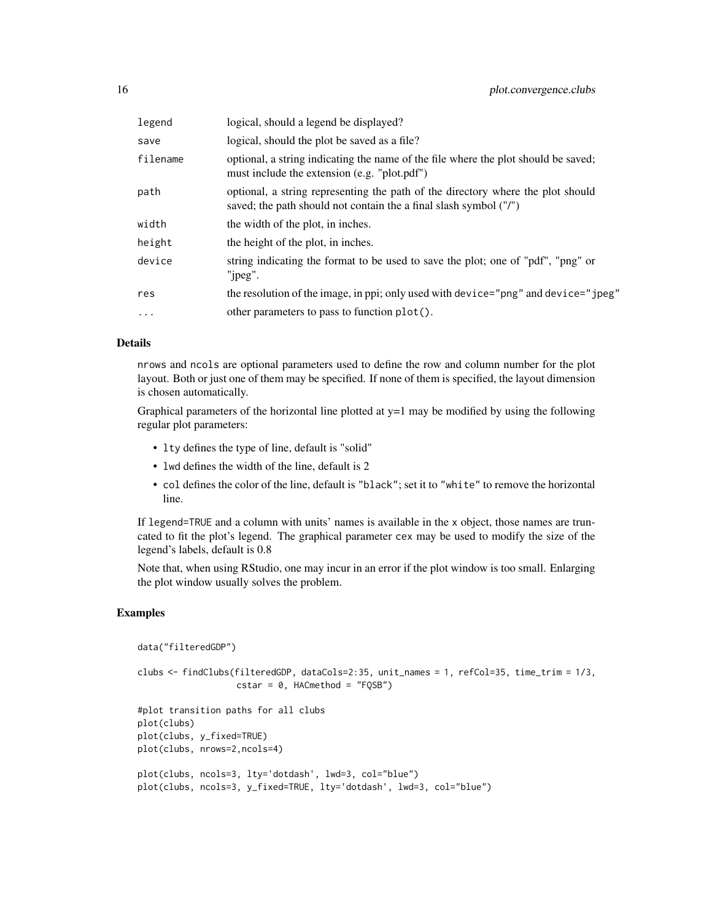| | |
|---|---|
| `legend` | logical, should a legend be displayed? |
| `save` | logical, should the plot be saved as a file? |
| `filename` | optional, a string indicating the name of the file where the plot should be saved; must include the extension (e.g. "plot.pdf") |
| `path` | optional, a string representing the path of the directory where the plot should saved; the path should not contain the a final slash symbol ("/") |
| `width` | the width of the plot, in inches. |
| `height` | the height of the plot, in inches. |
| `device` | string indicating the format to be used to save the plot; one of "pdf", "png" or "jpeg". |
| `res` | the resolution of the image, in ppi; only used with `device="png"` and `device="jpeg"` |
| `...` | other parameters to pass to function `plot()`. |

## Details

`nrows` and `ncols` are optional parameters used to define the row and column number for the plot layout. Both or just one of them may be specified. If none of them is specified, the layout dimension is chosen automatically.

Graphical parameters of the horizontal line plotted at y=1 may be modified by using the following regular plot parameters:

- `lty` defines the type of line, default is "solid"
- `lwd` defines the width of the line, default is 2
- `col` defines the color of the line, default is `"black"`; set it to `"white"` to remove the horizontal line.

If `legend=TRUE` and a column with units' names is available in the `x` object, those names are truncated to fit the plot's legend. The graphical parameter `cex` may be used to modify the size of the legend's labels, default is 0.8

Note that, when using RStudio, one may incur in an error if the plot window is too small. Enlarging the plot window usually solves the problem.

## Examples

```
data("filteredGDP")

clubs <- findClubs(filteredGDP, dataCols=2:35, unit_names = 1, refCol=35, time_trim = 1/3,
                   cstar = 0, HACmethod = "FQSB")

#plot transition paths for all clubs
plot(clubs)
plot(clubs, y_fixed=TRUE)
plot(clubs, nrows=2,ncols=4)

plot(clubs, ncols=3, lty='dotdash', lwd=3, col="blue")
plot(clubs, ncols=3, y_fixed=TRUE, lty='dotdash', lwd=3, col="blue")
```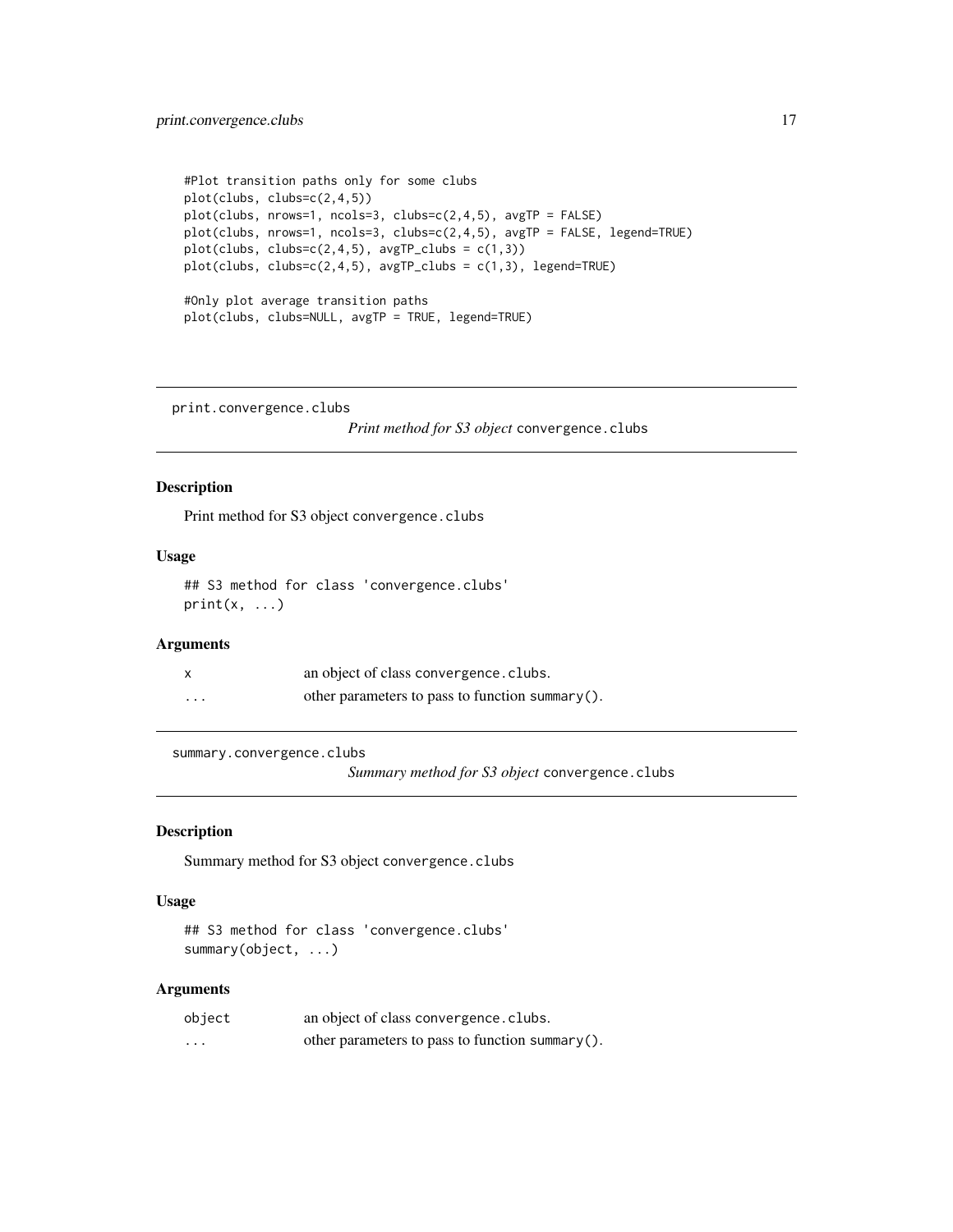```
#Plot transition paths only for some clubs
plot(clubs, clubs=c(2,4,5))
plot(clubs, nrows=1, ncols=3, clubs=c(2,4,5), avgTP = FALSE)
plot(clubs, nrows=1, ncols=3, clubs=c(2,4,5), avgTP = FALSE, legend=TRUE)
plot(clubs, clubs=c(2,4,5), avgTP_clubs = c(1,3))
plot(clubs, clubs=c(2,4,5), avgTP_clubs = c(1,3), legend=TRUE)

#Only plot average transition paths
plot(clubs, clubs=NULL, avgTP = TRUE, legend=TRUE)
```

---

## print.convergence.clubs

*Print method for S3 object* `convergence.clubs`

### Description

Print method for S3 object `convergence.clubs`

### Usage

```
## S3 method for class 'convergence.clubs'
print(x, ...)
```

### Arguments

| | |
|---|---|
| `x` | an object of class `convergence.clubs`. |
| `...` | other parameters to pass to function `summary()`. |

---

## summary.convergence.clubs

*Summary method for S3 object* `convergence.clubs`

### Description

Summary method for S3 object `convergence.clubs`

### Usage

```
## S3 method for class 'convergence.clubs'
summary(object, ...)
```

### Arguments

| | |
|---|---|
| `object` | an object of class `convergence.clubs`. |
| `...` | other parameters to pass to function `summary()`. |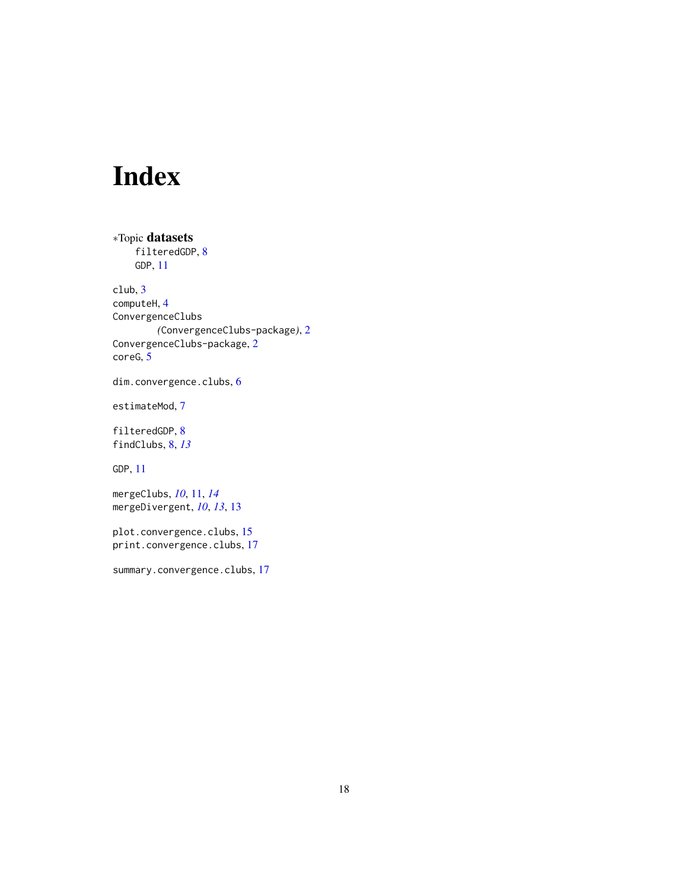# Index

∗Topic **datasets**

filteredGDP, 8
GDP, 11

club, 3
computeH, 4
ConvergenceClubs
(ConvergenceClubs-package), 2
ConvergenceClubs-package, 2
coreG, 5

dim.convergence.clubs, 6

estimateMod, 7

filteredGDP, 8
findClubs, 8, *13*

GDP, 11

mergeClubs, *10*, 11, *14*
mergeDivergent, *10*, *13*, 13

plot.convergence.clubs, 15
print.convergence.clubs, 17

summary.convergence.clubs, 17